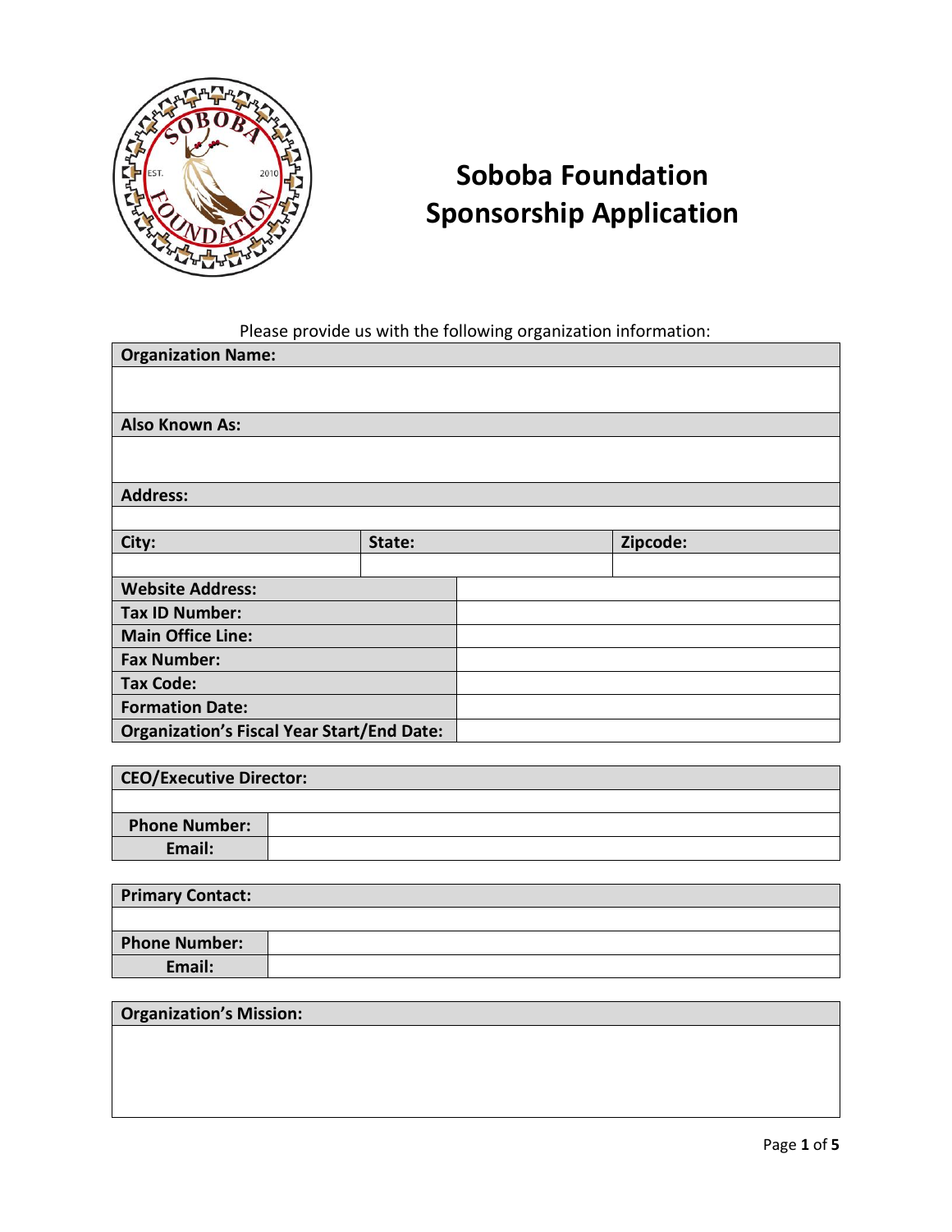# Soboba Foundation Sponsorship Application

Please provide us with the following organization information:

| Organization Name: | | |
|---|---|---|
| | | |
| **Also Known As:** | | |
| | | |
| **Address:** | | |
| | | |
| **City:** | **State:** | **Zipcode:** |
| | | |

| | |
|---|---|
| **Website Address:** | |
| **Tax ID Number:** | |
| **Main Office Line:** | |
| **Fax Number:** | |
| **Tax Code:** | |
| **Formation Date:** | |
| **Organization's Fiscal Year Start/End Date:** | |

| CEO/Executive Director: | |
|---|---|
| | |
| **Phone Number:** | |
| **Email:** | |

| Primary Contact: | |
|---|---|
| | |
| **Phone Number:** | |
| **Email:** | |

| Organization's Mission: |
|---|
| |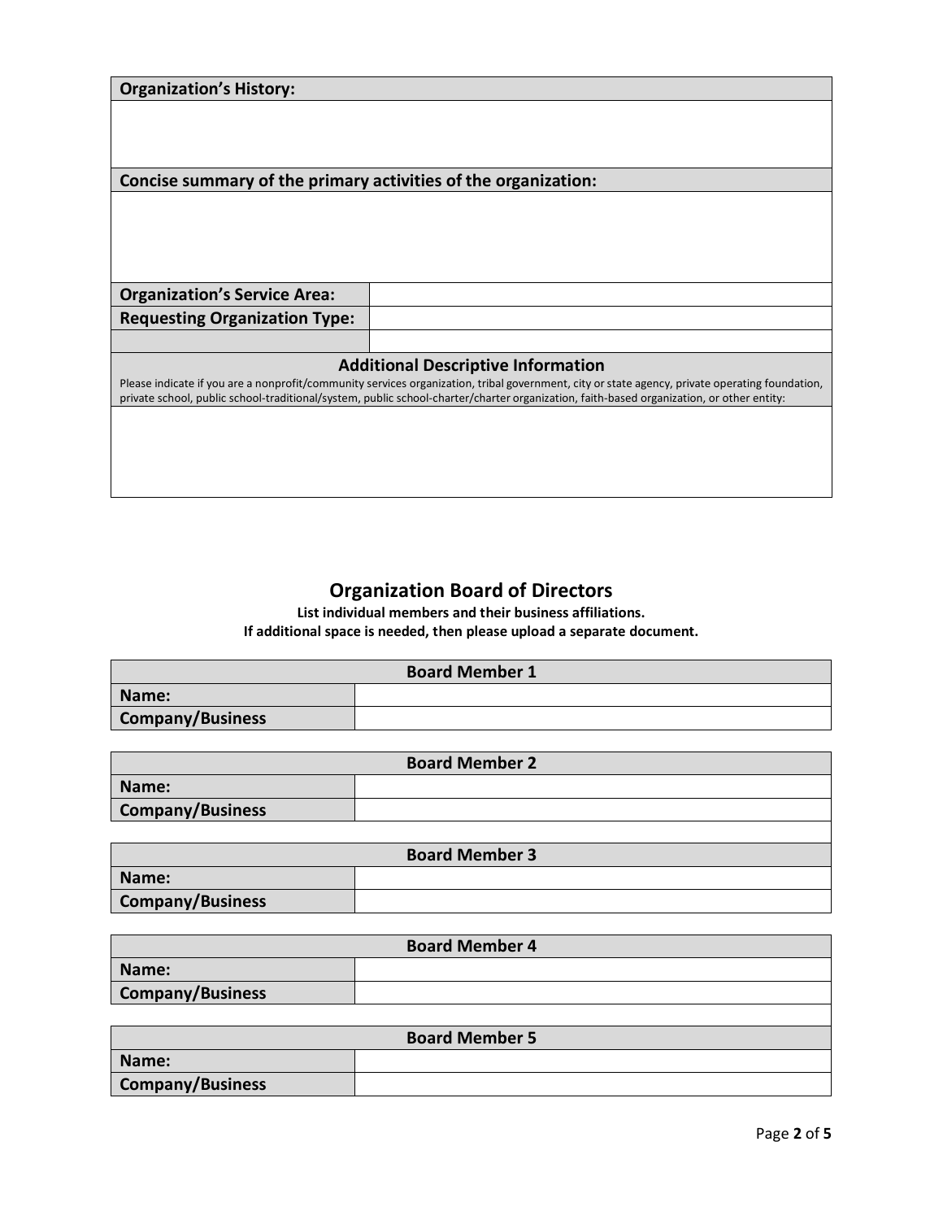| Organization's History: | |
|---|---|
| | |
| **Concise summary of the primary activities of the organization:** | |
| | |
| **Organization's Service Area:** | |
| **Requesting Organization Type:** | |
| | |

**Additional Descriptive Information**

Please indicate if you are a nonprofit/community services organization, tribal government, city or state agency, private operating foundation, private school, public school-traditional/system, public school-charter/charter organization, faith-based organization, or other entity:

| |
|---|
| |

## Organization Board of Directors

**List individual members and their business affiliations.**
**If additional space is needed, then please upload a separate document.**

| Board Member 1 | |
|---|---|
| **Name:** | |
| **Company/Business** | |

| Board Member 2 | |
|---|---|
| **Name:** | |
| **Company/Business** | |

| Board Member 3 | |
|---|---|
| **Name:** | |
| **Company/Business** | |

| Board Member 4 | |
|---|---|
| **Name:** | |
| **Company/Business** | |

| Board Member 5 | |
|---|---|
| **Name:** | |
| **Company/Business** | |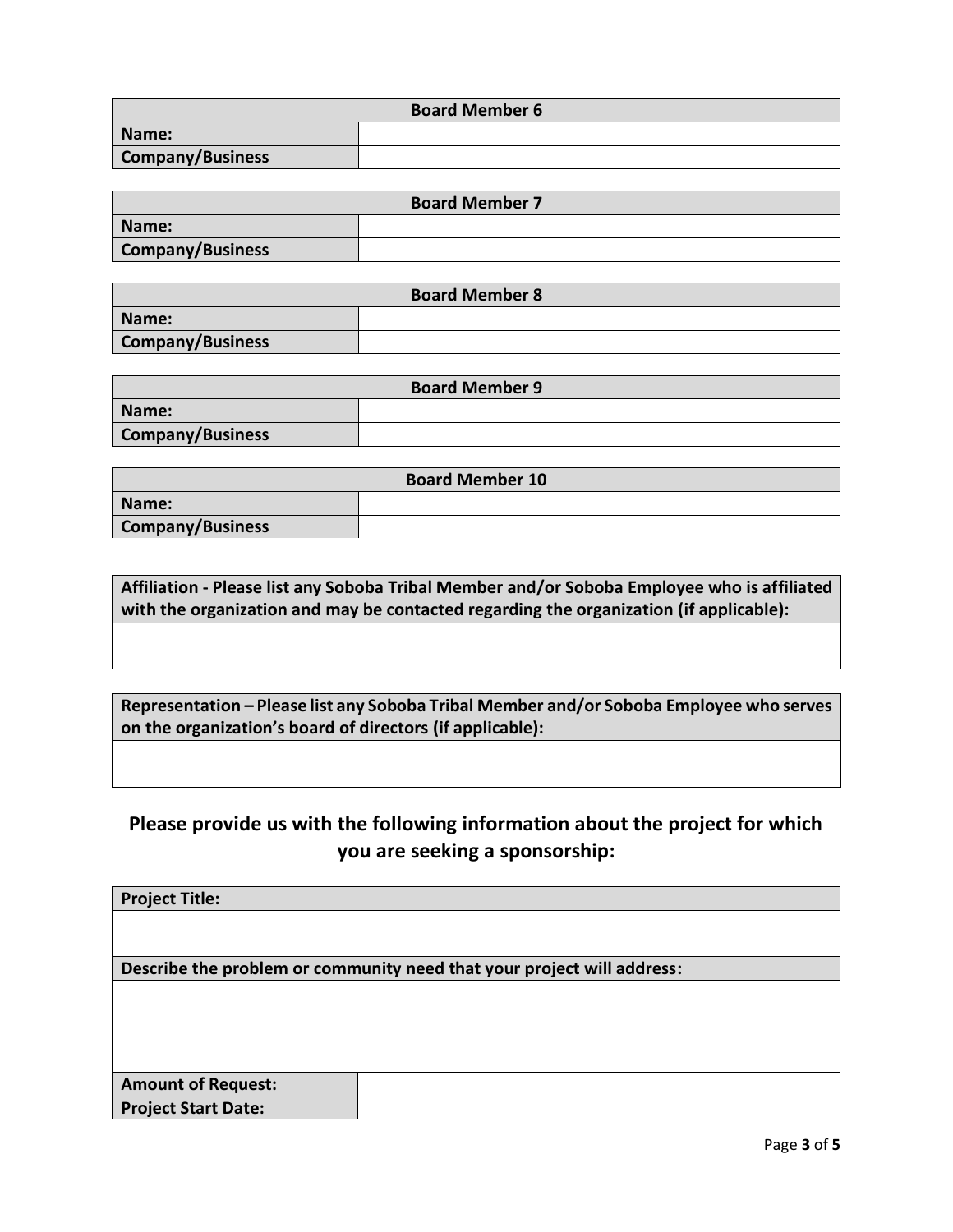| Board Member 6 | |
|---|---|
| **Name:** | |
| **Company/Business** | |

| Board Member 7 | |
|---|---|
| **Name:** | |
| **Company/Business** | |

| Board Member 8 | |
|---|---|
| **Name:** | |
| **Company/Business** | |

| Board Member 9 | |
|---|---|
| **Name:** | |
| **Company/Business** | |

| Board Member 10 | |
|---|---|
| **Name:** | |
| **Company/Business** | |

| **Affiliation - Please list any Soboba Tribal Member and/or Soboba Employee who is affiliated with the organization and may be contacted regarding the organization (if applicable):** |
|---|
| |

| **Representation – Please list any Soboba Tribal Member and/or Soboba Employee who serves on the organization's board of directors (if applicable):** |
|---|
| |

## Please provide us with the following information about the project for which you are seeking a sponsorship:

| **Project Title:** | |
|---|---|
| | |
| **Describe the problem or community need that your project will address:** | |
| | |
| **Amount of Request:** | |
| **Project Start Date:** | |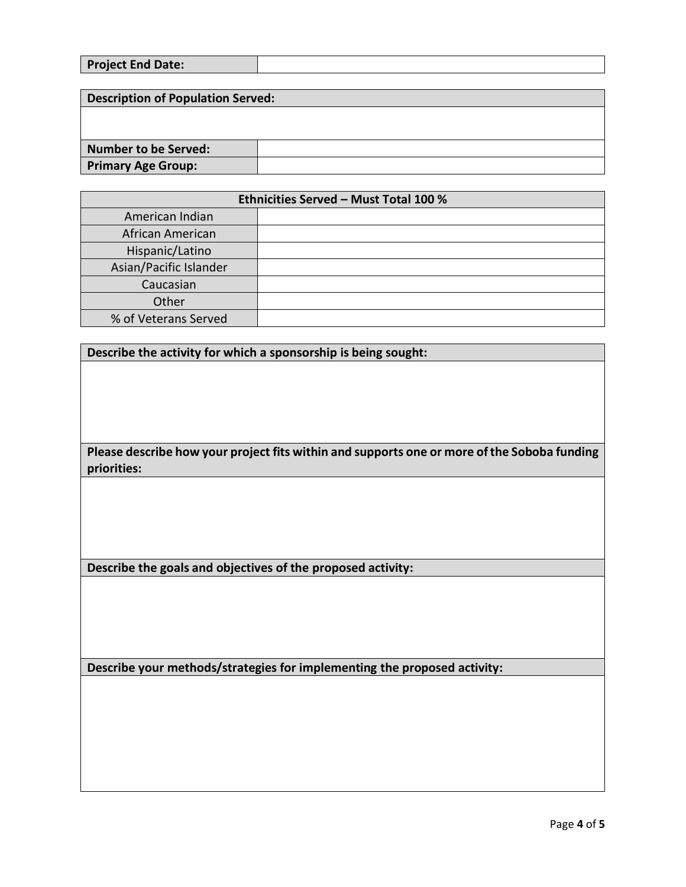| **Project End Date:** | |
|---|---|

| **Description of Population Served:** | |
|---|---|
| | |
| **Number to be Served:** | |
| **Primary Age Group:** | |

| **Ethnicities Served – Must Total 100 %** | |
|---|---|
| American Indian | |
| African American | |
| Hispanic/Latino | |
| Asian/Pacific Islander | |
| Caucasian | |
| Other | |
| % of Veterans Served | |

| **Describe the activity for which a sponsorship is being sought:** |
|---|
| |
| **Please describe how your project fits within and supports one or more of the Soboba funding priorities:** |
| |
| **Describe the goals and objectives of the proposed activity:** |
| |
| **Describe your methods/strategies for implementing the proposed activity:** |
| |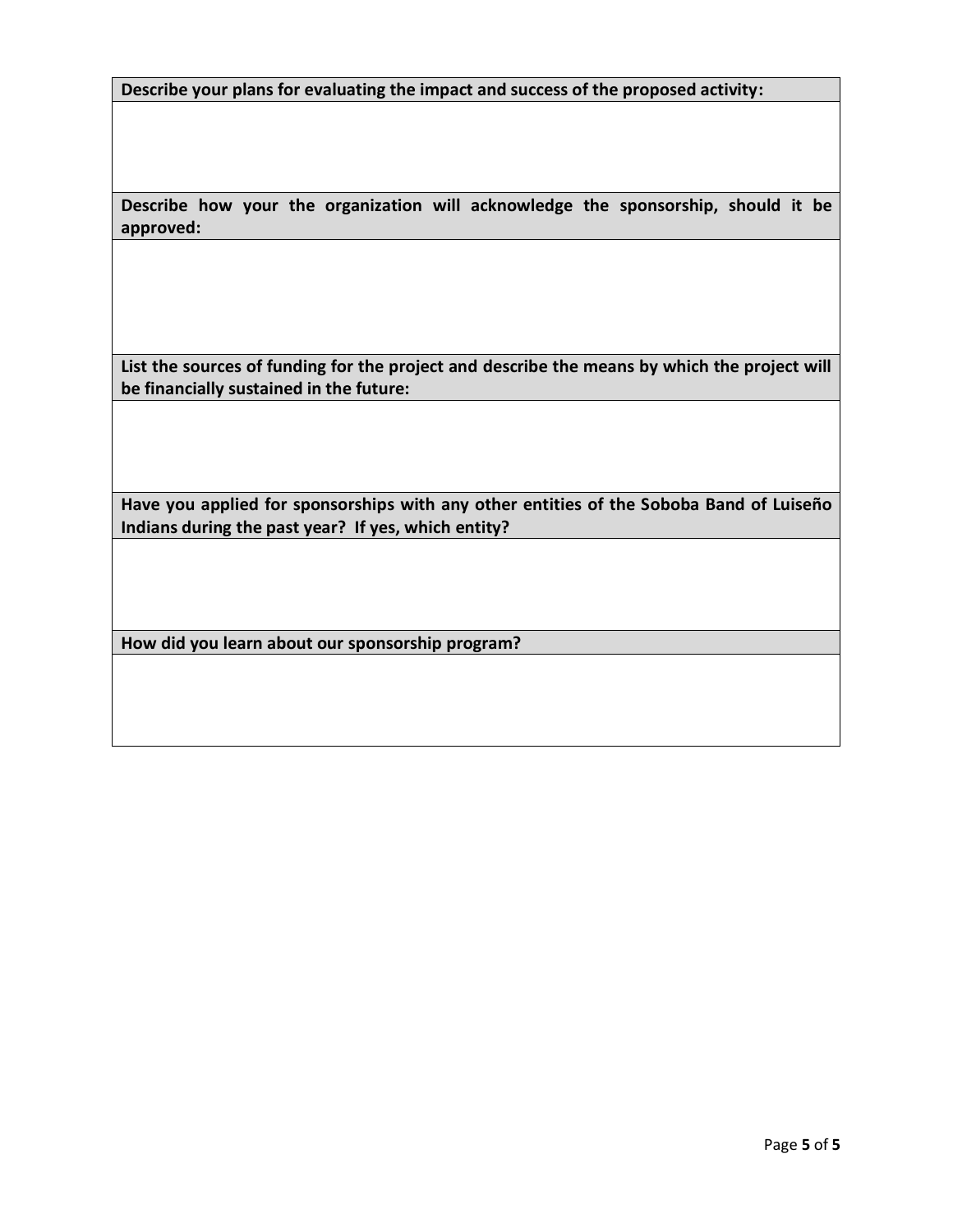**Describe your plans for evaluating the impact and success of the proposed activity:**

**Describe how your the organization will acknowledge the sponsorship, should it be approved:**

**List the sources of funding for the project and describe the means by which the project will be financially sustained in the future:**

**Have you applied for sponsorships with any other entities of the Soboba Band of Luiseño Indians during the past year? If yes, which entity?**

**How did you learn about our sponsorship program?**